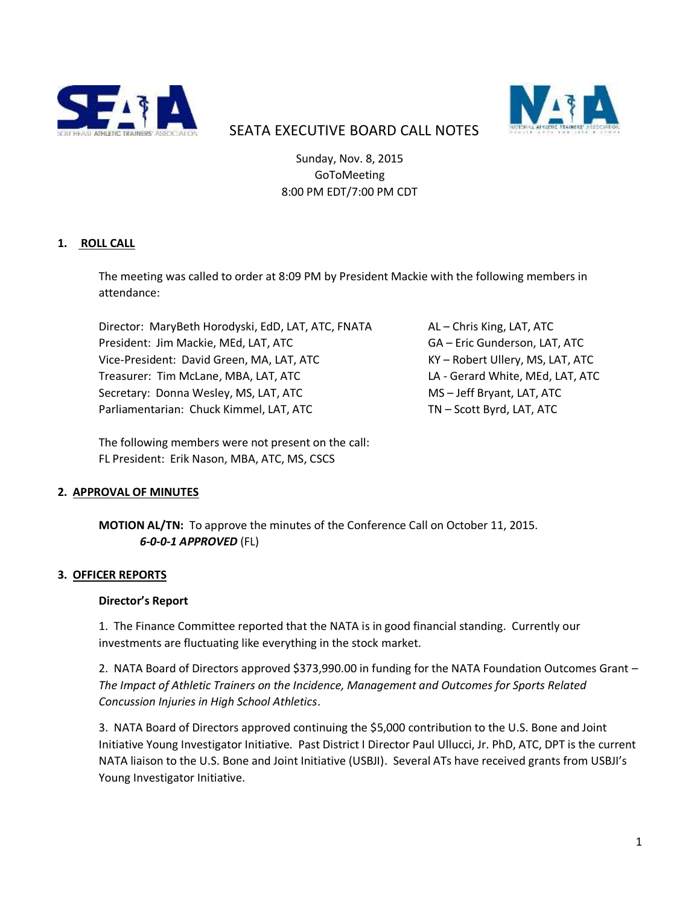# SEATA EXECUTIVE BOARD CALL NOTES

Sunday, Nov. 8, 2015
GoToMeeting
8:00 PM EDT/7:00 PM CDT

## 1. ROLL CALL

The meeting was called to order at 8:09 PM by President Mackie with the following members in attendance:

Director: MaryBeth Horodyski, EdD, LAT, ATC, FNATA
President: Jim Mackie, MEd, LAT, ATC
Vice-President: David Green, MA, LAT, ATC
Treasurer: Tim McLane, MBA, LAT, ATC
Secretary: Donna Wesley, MS, LAT, ATC
Parliamentarian: Chuck Kimmel, LAT, ATC

AL – Chris King, LAT, ATC
GA – Eric Gunderson, LAT, ATC
KY – Robert Ullery, MS, LAT, ATC
LA - Gerard White, MEd, LAT, ATC
MS – Jeff Bryant, LAT, ATC
TN – Scott Byrd, LAT, ATC

The following members were not present on the call:
FL President: Erik Nason, MBA, ATC, MS, CSCS

## 2. APPROVAL OF MINUTES

**MOTION AL/TN:** To approve the minutes of the Conference Call on October 11, 2015.
***6-0-0-1 APPROVED*** (FL)

## 3. OFFICER REPORTS

### Director's Report

1. The Finance Committee reported that the NATA is in good financial standing. Currently our investments are fluctuating like everything in the stock market.

2. NATA Board of Directors approved $373,990.00 in funding for the NATA Foundation Outcomes Grant – *The Impact of Athletic Trainers on the Incidence, Management and Outcomes for Sports Related Concussion Injuries in High School Athletics*.

3. NATA Board of Directors approved continuing the $5,000 contribution to the U.S. Bone and Joint Initiative Young Investigator Initiative. Past District I Director Paul Ullucci, Jr. PhD, ATC, DPT is the current NATA liaison to the U.S. Bone and Joint Initiative (USBJI). Several ATs have received grants from USBJI's Young Investigator Initiative.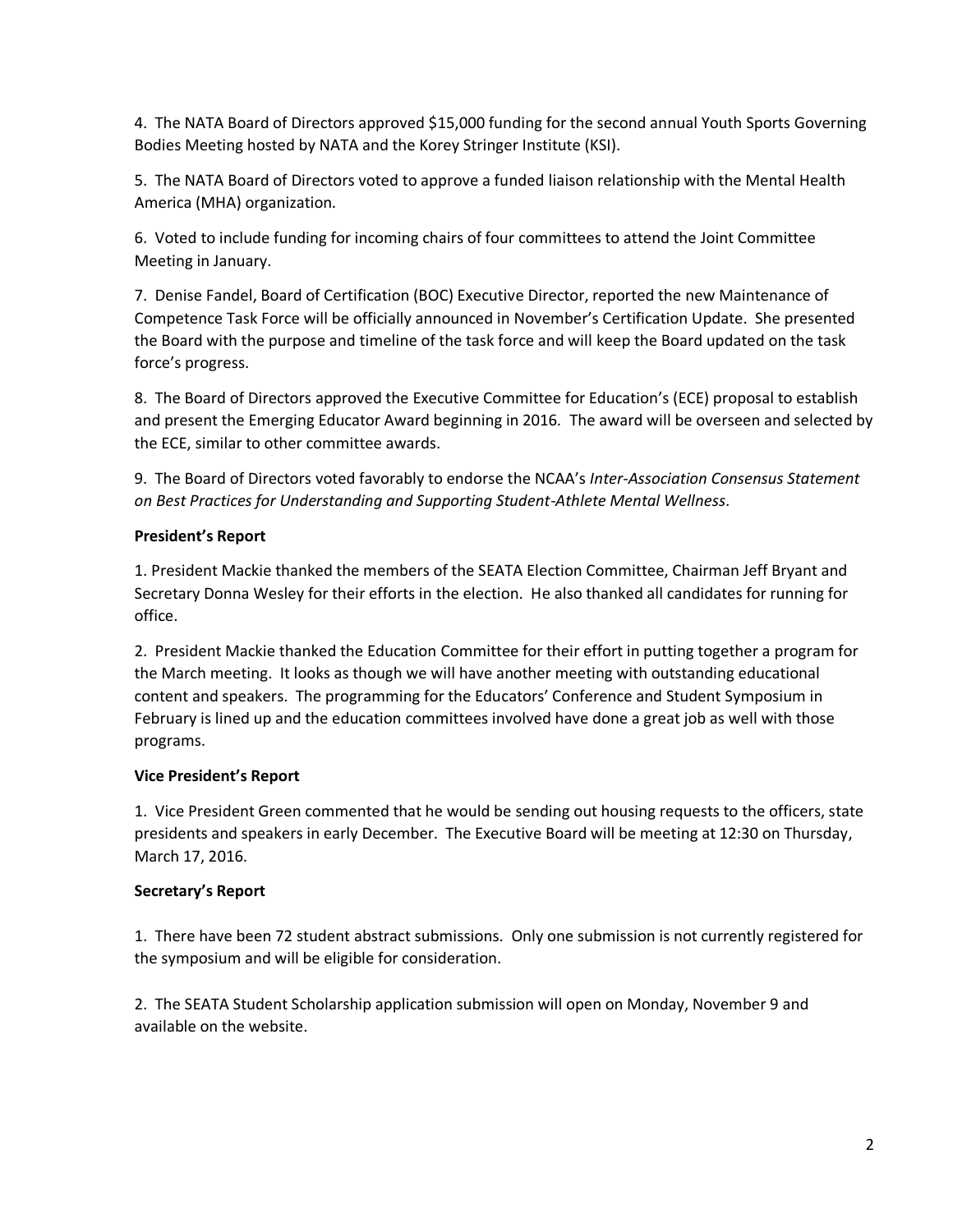4. The NATA Board of Directors approved $15,000 funding for the second annual Youth Sports Governing Bodies Meeting hosted by NATA and the Korey Stringer Institute (KSI).

5. The NATA Board of Directors voted to approve a funded liaison relationship with the Mental Health America (MHA) organization.

6. Voted to include funding for incoming chairs of four committees to attend the Joint Committee Meeting in January.

7. Denise Fandel, Board of Certification (BOC) Executive Director, reported the new Maintenance of Competence Task Force will be officially announced in November's Certification Update. She presented the Board with the purpose and timeline of the task force and will keep the Board updated on the task force's progress.

8. The Board of Directors approved the Executive Committee for Education's (ECE) proposal to establish and present the Emerging Educator Award beginning in 2016. The award will be overseen and selected by the ECE, similar to other committee awards.

9. The Board of Directors voted favorably to endorse the NCAA's *Inter-Association Consensus Statement on Best Practices for Understanding and Supporting Student-Athlete Mental Wellness*.

**President's Report**

1. President Mackie thanked the members of the SEATA Election Committee, Chairman Jeff Bryant and Secretary Donna Wesley for their efforts in the election. He also thanked all candidates for running for office.

2. President Mackie thanked the Education Committee for their effort in putting together a program for the March meeting. It looks as though we will have another meeting with outstanding educational content and speakers. The programming for the Educators' Conference and Student Symposium in February is lined up and the education committees involved have done a great job as well with those programs.

**Vice President's Report**

1. Vice President Green commented that he would be sending out housing requests to the officers, state presidents and speakers in early December. The Executive Board will be meeting at 12:30 on Thursday, March 17, 2016.

**Secretary's Report**

1. There have been 72 student abstract submissions. Only one submission is not currently registered for the symposium and will be eligible for consideration.

2. The SEATA Student Scholarship application submission will open on Monday, November 9 and available on the website.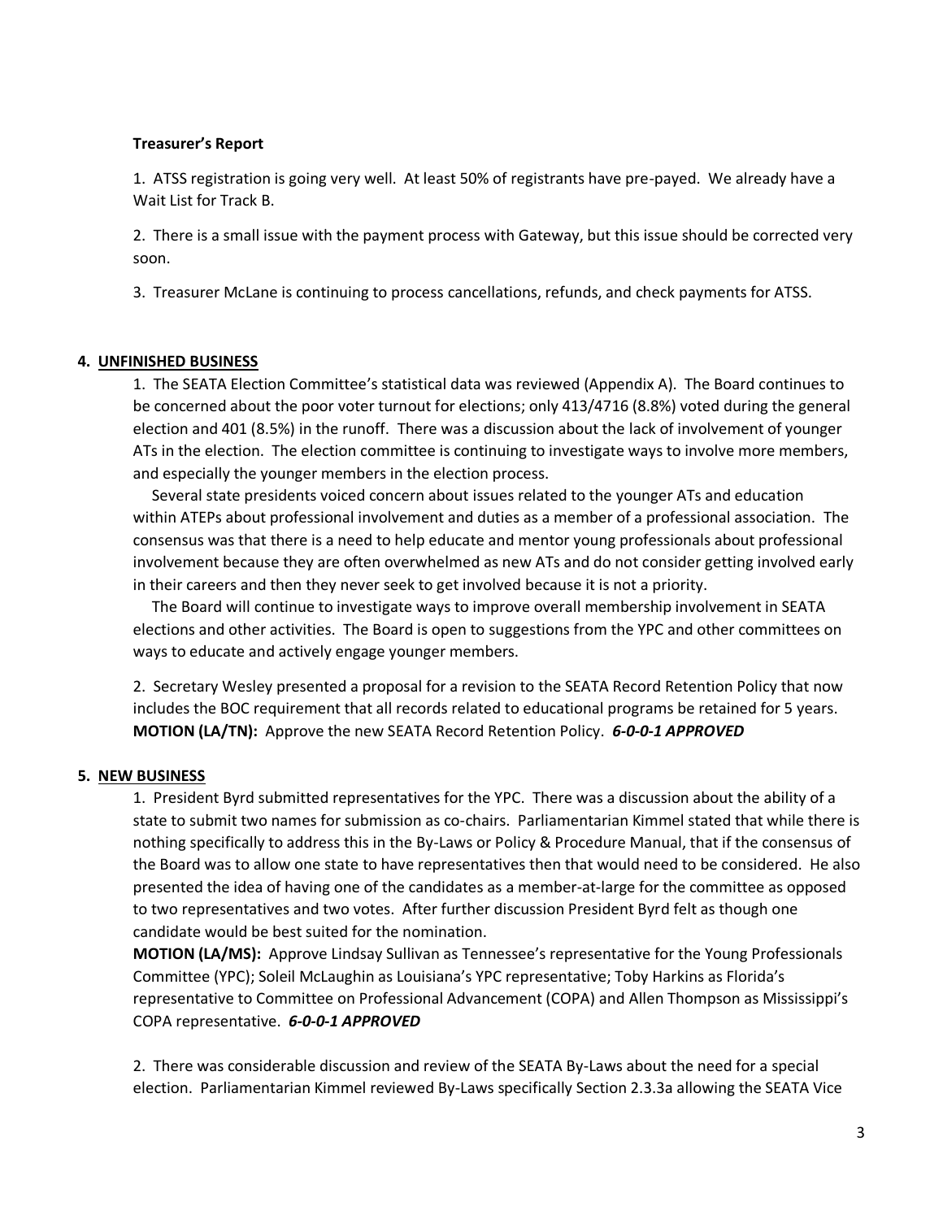**Treasurer's Report**

1. ATSS registration is going very well. At least 50% of registrants have pre-payed. We already have a Wait List for Track B.

2. There is a small issue with the payment process with Gateway, but this issue should be corrected very soon.

3. Treasurer McLane is continuing to process cancellations, refunds, and check payments for ATSS.

## 4. UNFINISHED BUSINESS

1. The SEATA Election Committee's statistical data was reviewed (Appendix A). The Board continues to be concerned about the poor voter turnout for elections; only 413/4716 (8.8%) voted during the general election and 401 (8.5%) in the runoff. There was a discussion about the lack of involvement of younger ATs in the election. The election committee is continuing to investigate ways to involve more members, and especially the younger members in the election process.

Several state presidents voiced concern about issues related to the younger ATs and education within ATEPs about professional involvement and duties as a member of a professional association. The consensus was that there is a need to help educate and mentor young professionals about professional involvement because they are often overwhelmed as new ATs and do not consider getting involved early in their careers and then they never seek to get involved because it is not a priority.

The Board will continue to investigate ways to improve overall membership involvement in SEATA elections and other activities. The Board is open to suggestions from the YPC and other committees on ways to educate and actively engage younger members.

2. Secretary Wesley presented a proposal for a revision to the SEATA Record Retention Policy that now includes the BOC requirement that all records related to educational programs be retained for 5 years.
**MOTION (LA/TN):** Approve the new SEATA Record Retention Policy. ***6-0-0-1 APPROVED***

## 5. NEW BUSINESS

1. President Byrd submitted representatives for the YPC. There was a discussion about the ability of a state to submit two names for submission as co-chairs. Parliamentarian Kimmel stated that while there is nothing specifically to address this in the By-Laws or Policy & Procedure Manual, that if the consensus of the Board was to allow one state to have representatives then that would need to be considered. He also presented the idea of having one of the candidates as a member-at-large for the committee as opposed to two representatives and two votes. After further discussion President Byrd felt as though one candidate would be best suited for the nomination.
**MOTION (LA/MS):** Approve Lindsay Sullivan as Tennessee's representative for the Young Professionals Committee (YPC); Soleil McLaughin as Louisiana's YPC representative; Toby Harkins as Florida's representative to Committee on Professional Advancement (COPA) and Allen Thompson as Mississippi's COPA representative. ***6-0-0-1 APPROVED***

2. There was considerable discussion and review of the SEATA By-Laws about the need for a special election. Parliamentarian Kimmel reviewed By-Laws specifically Section 2.3.3a allowing the SEATA Vice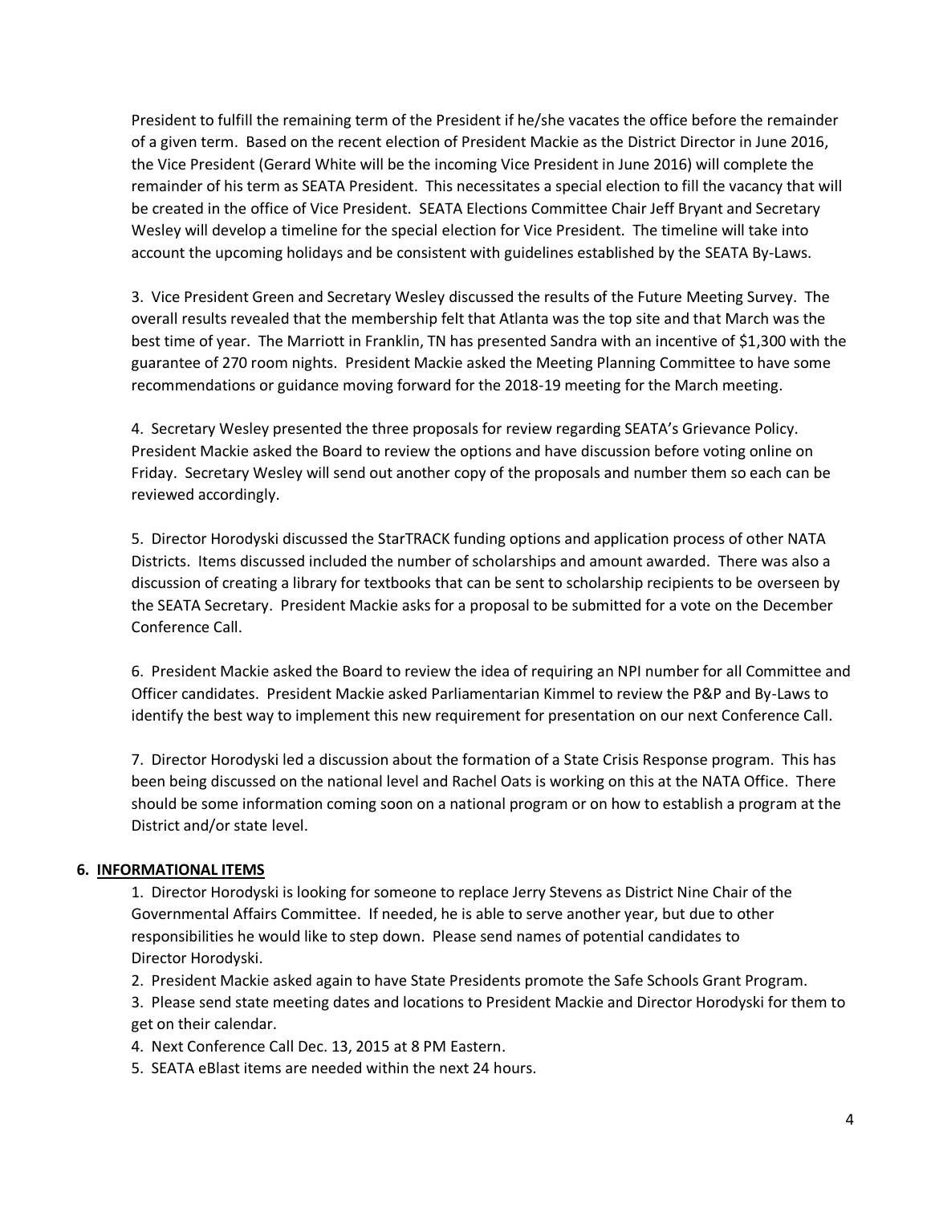President to fulfill the remaining term of the President if he/she vacates the office before the remainder of a given term. Based on the recent election of President Mackie as the District Director in June 2016, the Vice President (Gerard White will be the incoming Vice President in June 2016) will complete the remainder of his term as SEATA President. This necessitates a special election to fill the vacancy that will be created in the office of Vice President. SEATA Elections Committee Chair Jeff Bryant and Secretary Wesley will develop a timeline for the special election for Vice President. The timeline will take into account the upcoming holidays and be consistent with guidelines established by the SEATA By-Laws.

3. Vice President Green and Secretary Wesley discussed the results of the Future Meeting Survey. The overall results revealed that the membership felt that Atlanta was the top site and that March was the best time of year. The Marriott in Franklin, TN has presented Sandra with an incentive of $1,300 with the guarantee of 270 room nights. President Mackie asked the Meeting Planning Committee to have some recommendations or guidance moving forward for the 2018-19 meeting for the March meeting.

4. Secretary Wesley presented the three proposals for review regarding SEATA's Grievance Policy. President Mackie asked the Board to review the options and have discussion before voting online on Friday. Secretary Wesley will send out another copy of the proposals and number them so each can be reviewed accordingly.

5. Director Horodyski discussed the StarTRACK funding options and application process of other NATA Districts. Items discussed included the number of scholarships and amount awarded. There was also a discussion of creating a library for textbooks that can be sent to scholarship recipients to be overseen by the SEATA Secretary. President Mackie asks for a proposal to be submitted for a vote on the December Conference Call.

6. President Mackie asked the Board to review the idea of requiring an NPI number for all Committee and Officer candidates. President Mackie asked Parliamentarian Kimmel to review the P&P and By-Laws to identify the best way to implement this new requirement for presentation on our next Conference Call.

7. Director Horodyski led a discussion about the formation of a State Crisis Response program. This has been being discussed on the national level and Rachel Oats is working on this at the NATA Office. There should be some information coming soon on a national program or on how to establish a program at the District and/or state level.

## 6. INFORMATIONAL ITEMS

1. Director Horodyski is looking for someone to replace Jerry Stevens as District Nine Chair of the Governmental Affairs Committee. If needed, he is able to serve another year, but due to other responsibilities he would like to step down. Please send names of potential candidates to Director Horodyski.
2. President Mackie asked again to have State Presidents promote the Safe Schools Grant Program.
3. Please send state meeting dates and locations to President Mackie and Director Horodyski for them to get on their calendar.
4. Next Conference Call Dec. 13, 2015 at 8 PM Eastern.
5. SEATA eBlast items are needed within the next 24 hours.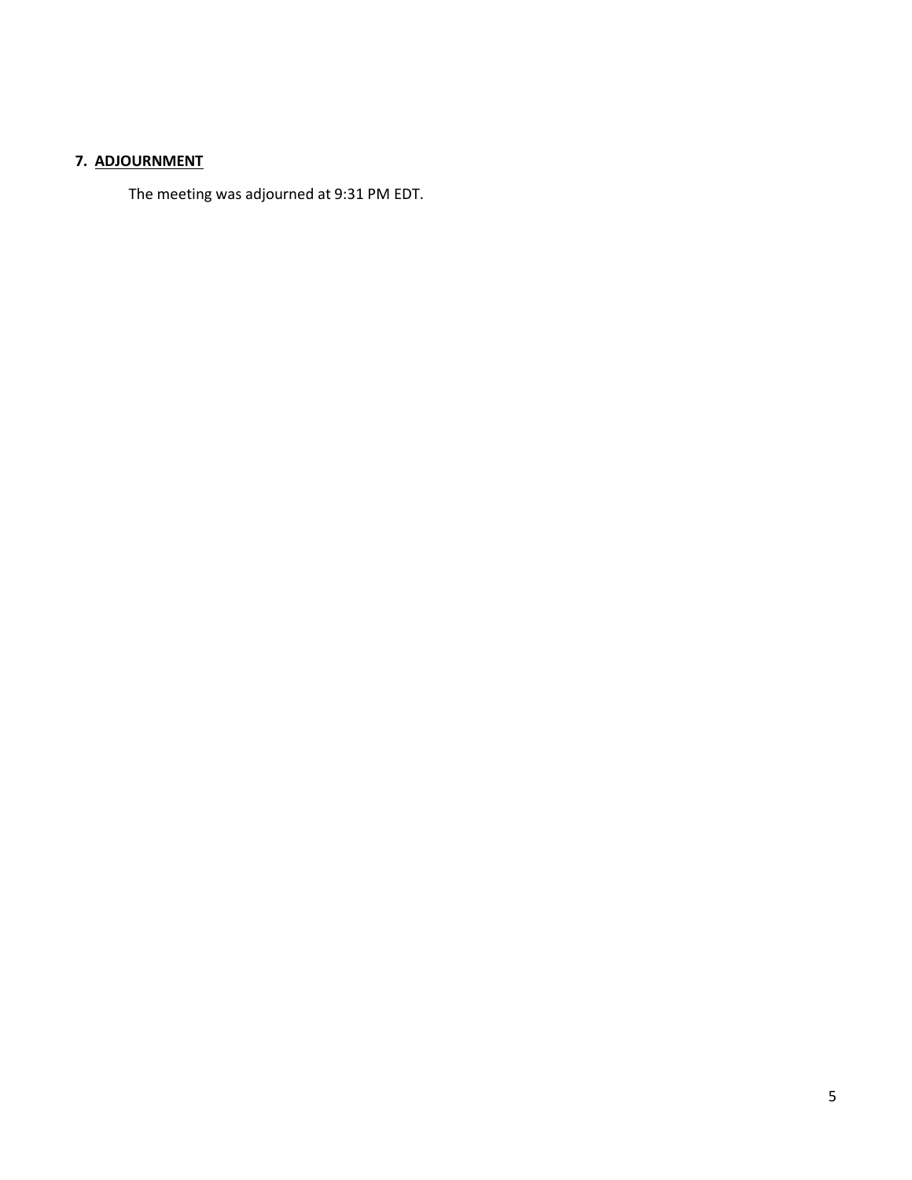## 7. <u>ADJOURNMENT</u>

The meeting was adjourned at 9:31 PM EDT.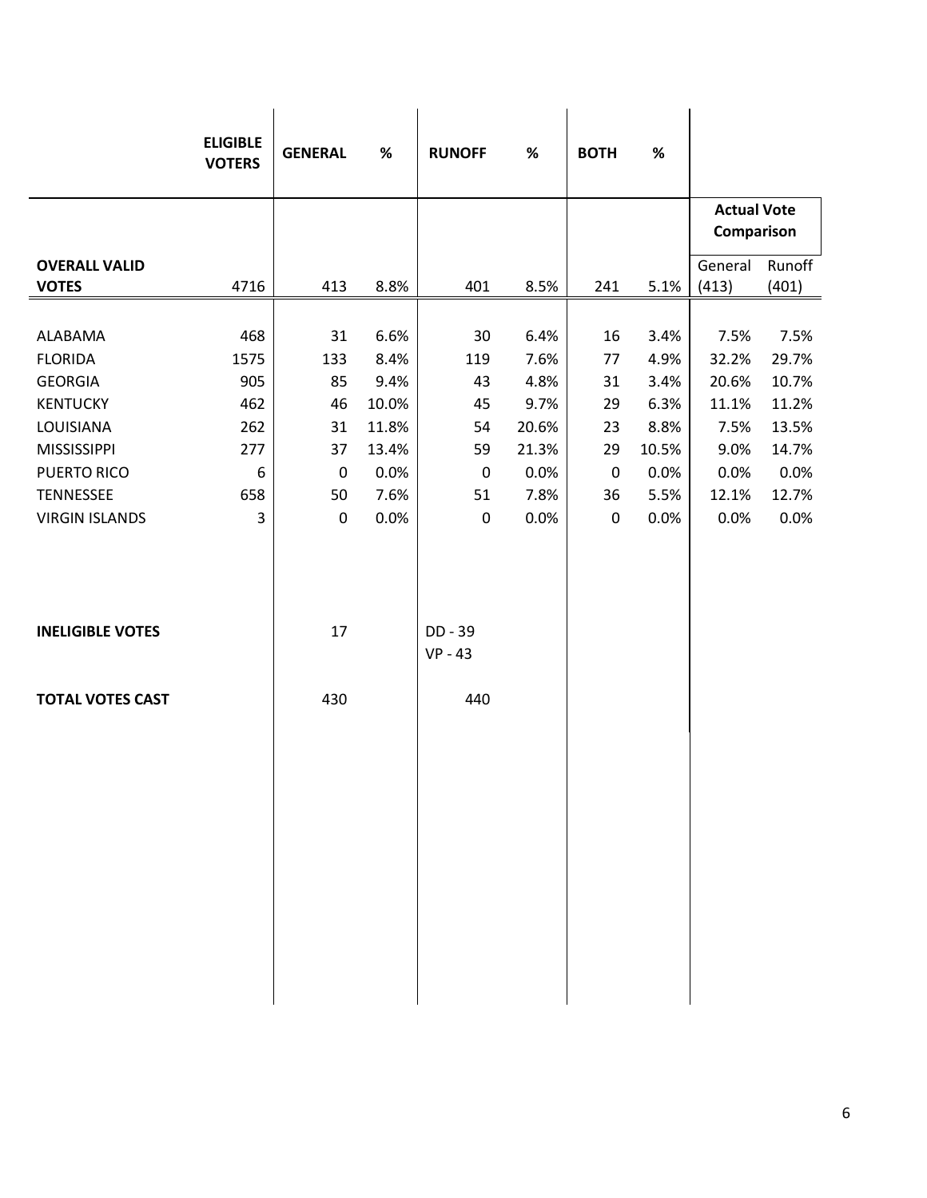| | ELIGIBLE VOTERS | GENERAL | % | RUNOFF | % | BOTH | % | Actual Vote Comparison | |
|---|---|---|---|---|---|---|---|---|---|
| | | | | | | | | General (413) | Runoff (401) |
| **OVERALL VALID VOTES** | 4716 | 413 | 8.8% | 401 | 8.5% | 241 | 5.1% | | |
| ALABAMA | 468 | 31 | 6.6% | 30 | 6.4% | 16 | 3.4% | 7.5% | 7.5% |
| FLORIDA | 1575 | 133 | 8.4% | 119 | 7.6% | 77 | 4.9% | 32.2% | 29.7% |
| GEORGIA | 905 | 85 | 9.4% | 43 | 4.8% | 31 | 3.4% | 20.6% | 10.7% |
| KENTUCKY | 462 | 46 | 10.0% | 45 | 9.7% | 29 | 6.3% | 11.1% | 11.2% |
| LOUISIANA | 262 | 31 | 11.8% | 54 | 20.6% | 23 | 8.8% | 7.5% | 13.5% |
| MISSISSIPPI | 277 | 37 | 13.4% | 59 | 21.3% | 29 | 10.5% | 9.0% | 14.7% |
| PUERTO RICO | 6 | 0 | 0.0% | 0 | 0.0% | 0 | 0.0% | 0.0% | 0.0% |
| TENNESSEE | 658 | 50 | 7.6% | 51 | 7.8% | 36 | 5.5% | 12.1% | 12.7% |
| VIRGIN ISLANDS | 3 | 0 | 0.0% | 0 | 0.0% | 0 | 0.0% | 0.0% | 0.0% |
| **INELIGIBLE VOTES** | | 17 | | DD - 39<br>VP - 43 | | | | | |
| **TOTAL VOTES CAST** | | 430 | | 440 | | | | | |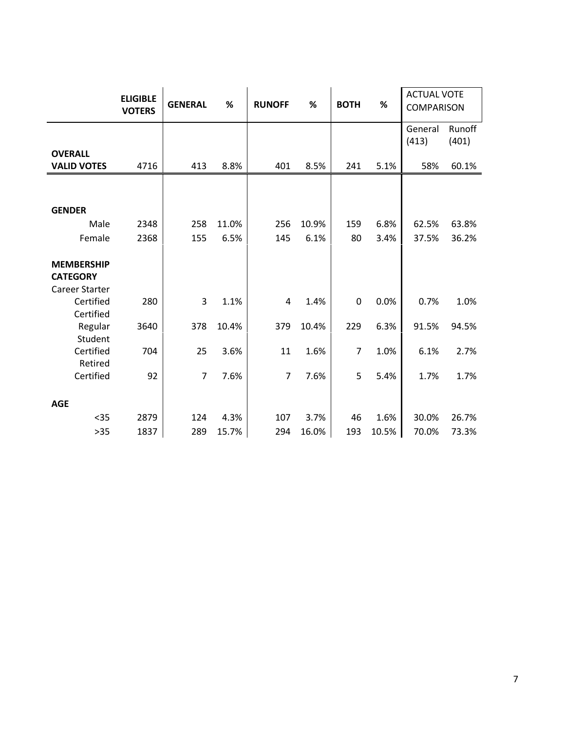| | ELIGIBLE VOTERS | GENERAL | % | RUNOFF | % | BOTH | % | ACTUAL VOTE COMPARISON | |
|---|---|---|---|---|---|---|---|---|---|
| | | | | | | | | General (413) | Runoff (401) |
| **OVERALL VALID VOTES** | 4716 | 413 | 8.8% | 401 | 8.5% | 241 | 5.1% | 58% | 60.1% |
| **GENDER** | | | | | | | | | |
| Male | 2348 | 258 | 11.0% | 256 | 10.9% | 159 | 6.8% | 62.5% | 63.8% |
| Female | 2368 | 155 | 6.5% | 145 | 6.1% | 80 | 3.4% | 37.5% | 36.2% |
| **MEMBERSHIP CATEGORY** | | | | | | | | | |
| Career Starter Certified | 280 | 3 | 1.1% | 4 | 1.4% | 0 | 0.0% | 0.7% | 1.0% |
| Certified Regular | 3640 | 378 | 10.4% | 379 | 10.4% | 229 | 6.3% | 91.5% | 94.5% |
| Student Certified | 704 | 25 | 3.6% | 11 | 1.6% | 7 | 1.0% | 6.1% | 2.7% |
| Retired Certified | 92 | 7 | 7.6% | 7 | 7.6% | 5 | 5.4% | 1.7% | 1.7% |
| **AGE** | | | | | | | | | |
| <35 | 2879 | 124 | 4.3% | 107 | 3.7% | 46 | 1.6% | 30.0% | 26.7% |
| >35 | 1837 | 289 | 15.7% | 294 | 16.0% | 193 | 10.5% | 70.0% | 73.3% |